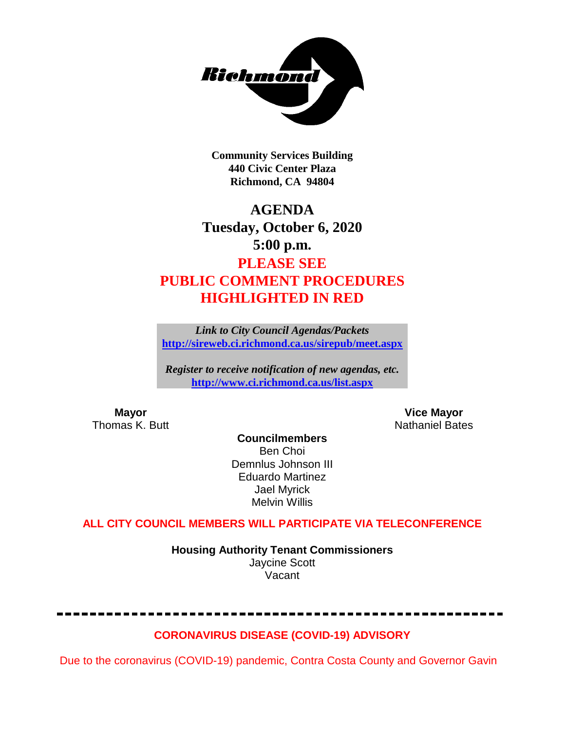Richmond

**Community Services Building**
**440 Civic Center Plaza**
**Richmond, CA 94804**

# AGENDA
## Tuesday, October 6, 2020
## 5:00 p.m.

## PLEASE SEE PUBLIC COMMENT PROCEDURES HIGHLIGHTED IN RED

*Link to City Council Agendas/Packets*
**http://sireweb.ci.richmond.ca.us/sirepub/meet.aspx**

*Register to receive notification of new agendas, etc.*
**http://www.ci.richmond.ca.us/list.aspx**

**Mayor**
Thomas K. Butt

**Vice Mayor**
Nathaniel Bates

**Councilmembers**
Ben Choi
Demnlus Johnson III
Eduardo Martinez
Jael Myrick
Melvin Willis

**ALL CITY COUNCIL MEMBERS WILL PARTICIPATE VIA TELECONFERENCE**

**Housing Authority Tenant Commissioners**
Jaycine Scott
Vacant

---

**CORONAVIRUS DISEASE (COVID-19) ADVISORY**

Due to the coronavirus (COVID-19) pandemic, Contra Costa County and Governor Gavin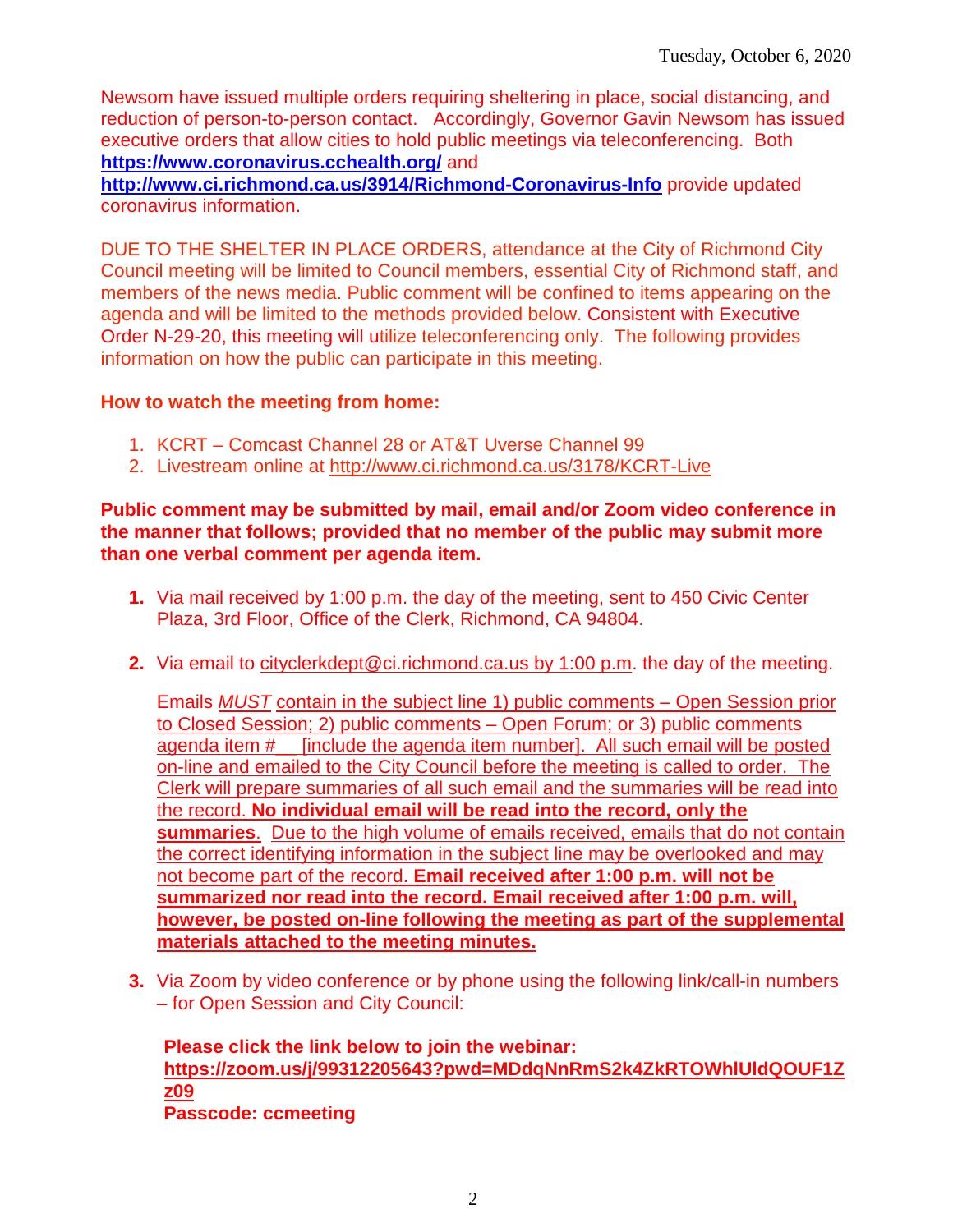Newsom have issued multiple orders requiring sheltering in place, social distancing, and reduction of person-to-person contact. Accordingly, Governor Gavin Newsom has issued executive orders that allow cities to hold public meetings via teleconferencing. Both **https://www.coronavirus.cchealth.org/** and **http://www.ci.richmond.ca.us/3914/Richmond-Coronavirus-Info** provide updated coronavirus information.

DUE TO THE SHELTER IN PLACE ORDERS, attendance at the City of Richmond City Council meeting will be limited to Council members, essential City of Richmond staff, and members of the news media. Public comment will be confined to items appearing on the agenda and will be limited to the methods provided below. Consistent with Executive Order N-29-20, this meeting will utilize teleconferencing only. The following provides information on how the public can participate in this meeting.

**How to watch the meeting from home:**

1. KCRT – Comcast Channel 28 or AT&T Uverse Channel 99
2. Livestream online at http://www.ci.richmond.ca.us/3178/KCRT-Live

**Public comment may be submitted by mail, email and/or Zoom video conference in the manner that follows; provided that no member of the public may submit more than one verbal comment per agenda item.**

1. Via mail received by 1:00 p.m. the day of the meeting, sent to 450 Civic Center Plaza, 3rd Floor, Office of the Clerk, Richmond, CA 94804.

2. Via email to cityclerkdept@ci.richmond.ca.us by 1:00 p.m. the day of the meeting.

   Emails *MUST* contain in the subject line 1) public comments – Open Session prior to Closed Session; 2) public comments – Open Forum; or 3) public comments agenda item # __ [include the agenda item number]. All such email will be posted on-line and emailed to the City Council before the meeting is called to order. The Clerk will prepare summaries of all such email and the summaries will be read into the record. **No individual email will be read into the record, only the summaries**. Due to the high volume of emails received, emails that do not contain the correct identifying information in the subject line may be overlooked and may not become part of the record. **Email received after 1:00 p.m. will not be summarized nor read into the record. Email received after 1:00 p.m. will, however, be posted on-line following the meeting as part of the supplemental materials attached to the meeting minutes.**

3. Via Zoom by video conference or by phone using the following link/call-in numbers – for Open Session and City Council:

   **Please click the link below to join the webinar:**
   **https://zoom.us/j/99312205643?pwd=MDdqNnRmS2k4ZkRTOWhlUldQOUF1Zz09**
   **Passcode: ccmeeting**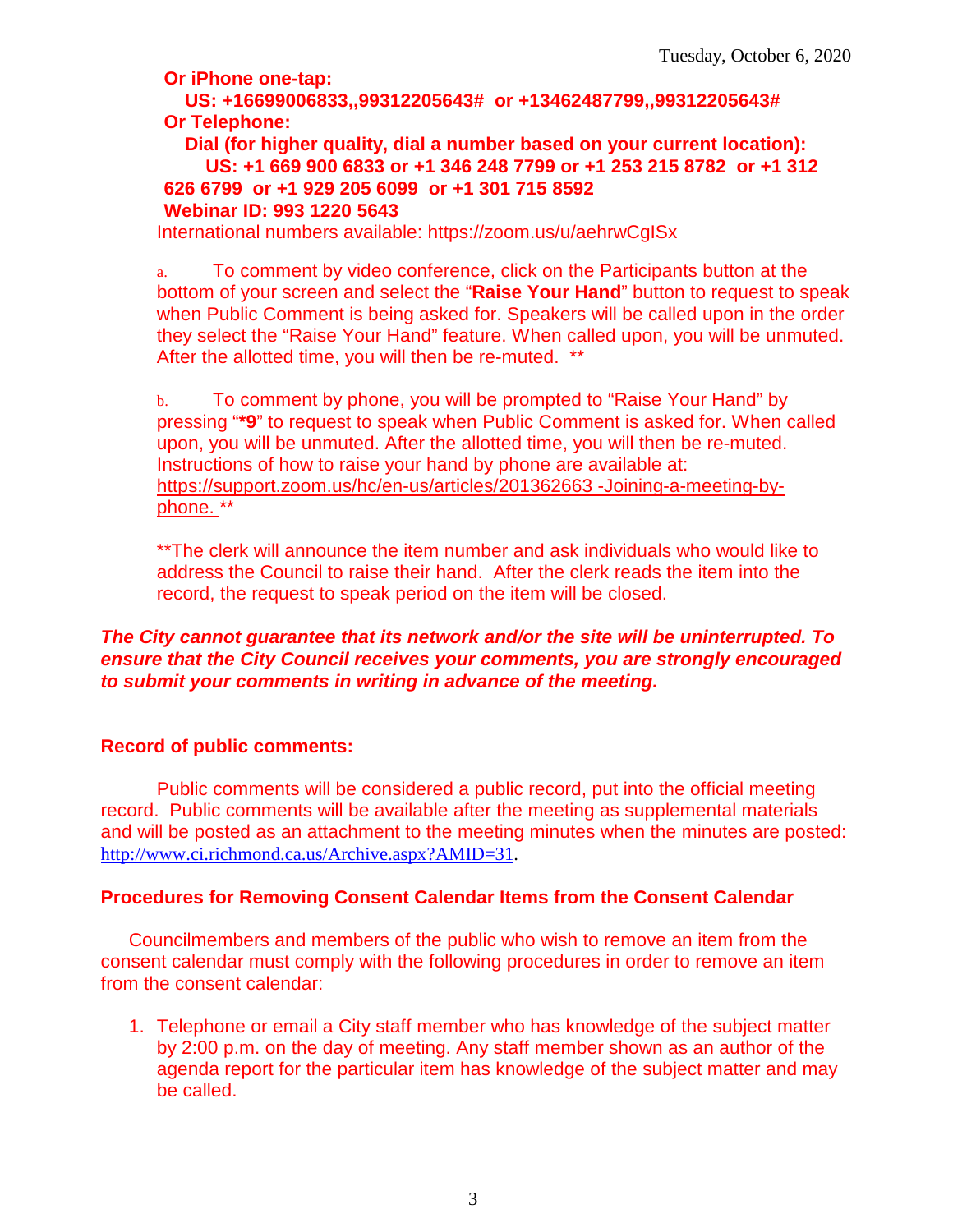**Or iPhone one-tap:**

**US: +16699006833,,99312205643# or +13462487799,,99312205643#**

**Or Telephone:**

**Dial (for higher quality, dial a number based on your current location):**

**US: +1 669 900 6833 or +1 346 248 7799 or +1 253 215 8782 or +1 312 626 6799 or +1 929 205 6099 or +1 301 715 8592**

**Webinar ID: 993 1220 5643**

International numbers available: https://zoom.us/u/aehrwCgISx

a. To comment by video conference, click on the Participants button at the bottom of your screen and select the "**Raise Your Hand**" button to request to speak when Public Comment is being asked for. Speakers will be called upon in the order they select the "Raise Your Hand" feature. When called upon, you will be unmuted. After the allotted time, you will then be re-muted. **

b. To comment by phone, you will be prompted to "Raise Your Hand" by pressing "***9**" to request to speak when Public Comment is asked for. When called upon, you will be unmuted. After the allotted time, you will then be re-muted. Instructions of how to raise your hand by phone are available at: https://support.zoom.us/hc/en-us/articles/201362663 -Joining-a-meeting-by-phone. **

**The clerk will announce the item number and ask individuals who would like to address the Council to raise their hand. After the clerk reads the item into the record, the request to speak period on the item will be closed.

***The City cannot guarantee that its network and/or the site will be uninterrupted. To ensure that the City Council receives your comments, you are strongly encouraged to submit your comments in writing in advance of the meeting.***

**Record of public comments:**

Public comments will be considered a public record, put into the official meeting record. Public comments will be available after the meeting as supplemental materials and will be posted as an attachment to the meeting minutes when the minutes are posted: http://www.ci.richmond.ca.us/Archive.aspx?AMID=31.

**Procedures for Removing Consent Calendar Items from the Consent Calendar**

Councilmembers and members of the public who wish to remove an item from the consent calendar must comply with the following procedures in order to remove an item from the consent calendar:

1. Telephone or email a City staff member who has knowledge of the subject matter by 2:00 p.m. on the day of meeting. Any staff member shown as an author of the agenda report for the particular item has knowledge of the subject matter and may be called.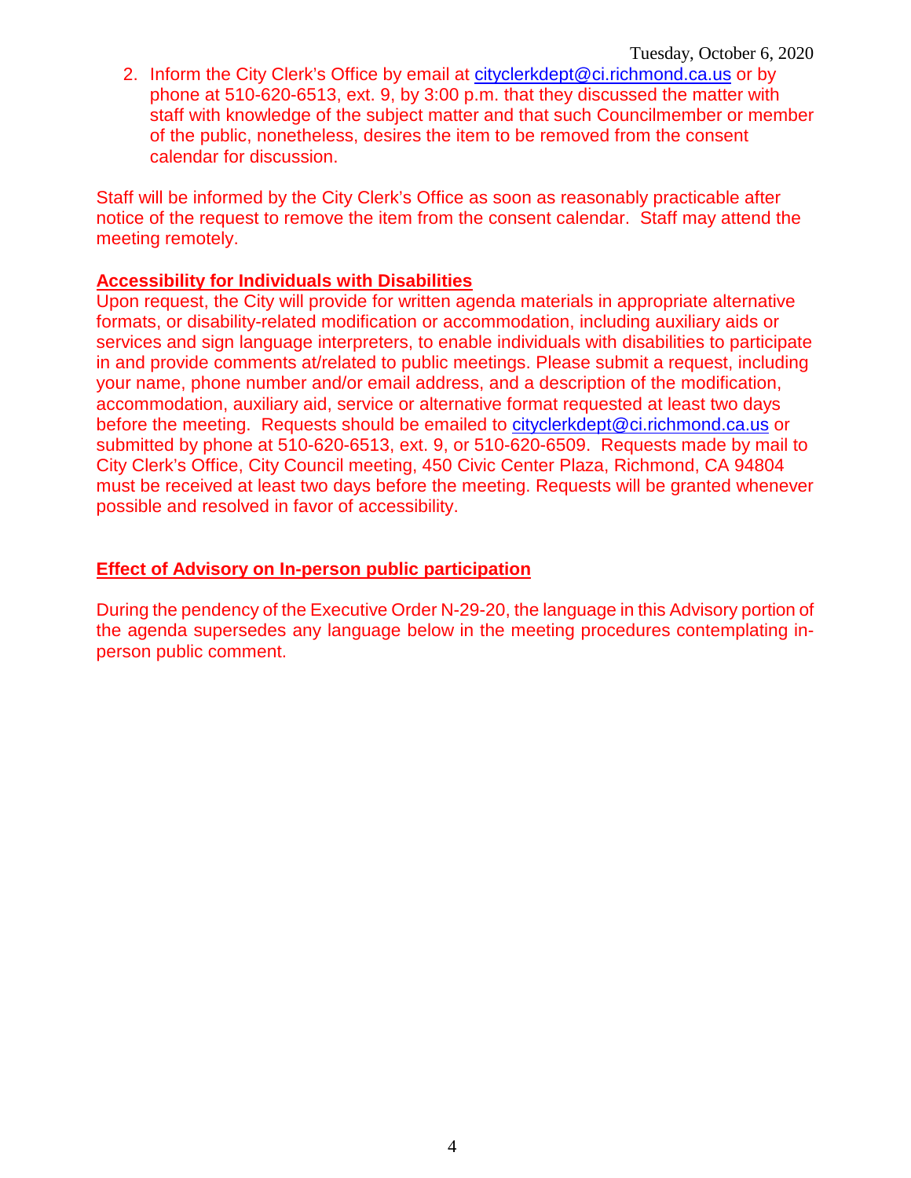2. Inform the City Clerk's Office by email at cityclerkdept@ci.richmond.ca.us or by phone at 510-620-6513, ext. 9, by 3:00 p.m. that they discussed the matter with staff with knowledge of the subject matter and that such Councilmember or member of the public, nonetheless, desires the item to be removed from the consent calendar for discussion.

Staff will be informed by the City Clerk's Office as soon as reasonably practicable after notice of the request to remove the item from the consent calendar. Staff may attend the meeting remotely.

**Accessibility for Individuals with Disabilities**

Upon request, the City will provide for written agenda materials in appropriate alternative formats, or disability-related modification or accommodation, including auxiliary aids or services and sign language interpreters, to enable individuals with disabilities to participate in and provide comments at/related to public meetings. Please submit a request, including your name, phone number and/or email address, and a description of the modification, accommodation, auxiliary aid, service or alternative format requested at least two days before the meeting. Requests should be emailed to cityclerkdept@ci.richmond.ca.us or submitted by phone at 510-620-6513, ext. 9, or 510-620-6509. Requests made by mail to City Clerk's Office, City Council meeting, 450 Civic Center Plaza, Richmond, CA 94804 must be received at least two days before the meeting. Requests will be granted whenever possible and resolved in favor of accessibility.

**Effect of Advisory on In-person public participation**

During the pendency of the Executive Order N-29-20, the language in this Advisory portion of the agenda supersedes any language below in the meeting procedures contemplating in-person public comment.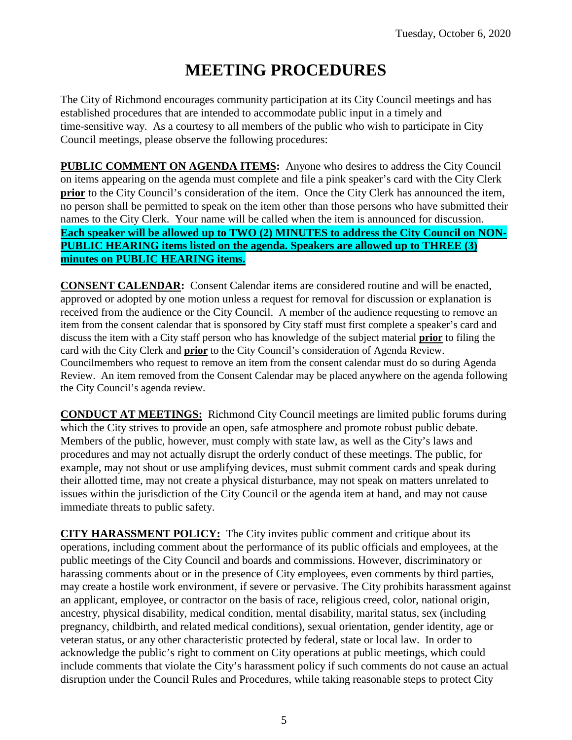# MEETING PROCEDURES

The City of Richmond encourages community participation at its City Council meetings and has established procedures that are intended to accommodate public input in a timely and time-sensitive way. As a courtesy to all members of the public who wish to participate in City Council meetings, please observe the following procedures:

**PUBLIC COMMENT ON AGENDA ITEMS:** Anyone who desires to address the City Council on items appearing on the agenda must complete and file a pink speaker's card with the City Clerk **prior** to the City Council's consideration of the item. Once the City Clerk has announced the item, no person shall be permitted to speak on the item other than those persons who have submitted their names to the City Clerk. Your name will be called when the item is announced for discussion. **Each speaker will be allowed up to TWO (2) MINUTES to address the City Council on NON-PUBLIC HEARING items listed on the agenda. Speakers are allowed up to THREE (3) minutes on PUBLIC HEARING items.**

**CONSENT CALENDAR:** Consent Calendar items are considered routine and will be enacted, approved or adopted by one motion unless a request for removal for discussion or explanation is received from the audience or the City Council. A member of the audience requesting to remove an item from the consent calendar that is sponsored by City staff must first complete a speaker's card and discuss the item with a City staff person who has knowledge of the subject material **prior** to filing the card with the City Clerk and **prior** to the City Council's consideration of Agenda Review. Councilmembers who request to remove an item from the consent calendar must do so during Agenda Review. An item removed from the Consent Calendar may be placed anywhere on the agenda following the City Council's agenda review.

**CONDUCT AT MEETINGS:** Richmond City Council meetings are limited public forums during which the City strives to provide an open, safe atmosphere and promote robust public debate. Members of the public, however, must comply with state law, as well as the City's laws and procedures and may not actually disrupt the orderly conduct of these meetings. The public, for example, may not shout or use amplifying devices, must submit comment cards and speak during their allotted time, may not create a physical disturbance, may not speak on matters unrelated to issues within the jurisdiction of the City Council or the agenda item at hand, and may not cause immediate threats to public safety.

**CITY HARASSMENT POLICY:** The City invites public comment and critique about its operations, including comment about the performance of its public officials and employees, at the public meetings of the City Council and boards and commissions. However, discriminatory or harassing comments about or in the presence of City employees, even comments by third parties, may create a hostile work environment, if severe or pervasive. The City prohibits harassment against an applicant, employee, or contractor on the basis of race, religious creed, color, national origin, ancestry, physical disability, medical condition, mental disability, marital status, sex (including pregnancy, childbirth, and related medical conditions), sexual orientation, gender identity, age or veteran status, or any other characteristic protected by federal, state or local law. In order to acknowledge the public's right to comment on City operations at public meetings, which could include comments that violate the City's harassment policy if such comments do not cause an actual disruption under the Council Rules and Procedures, while taking reasonable steps to protect City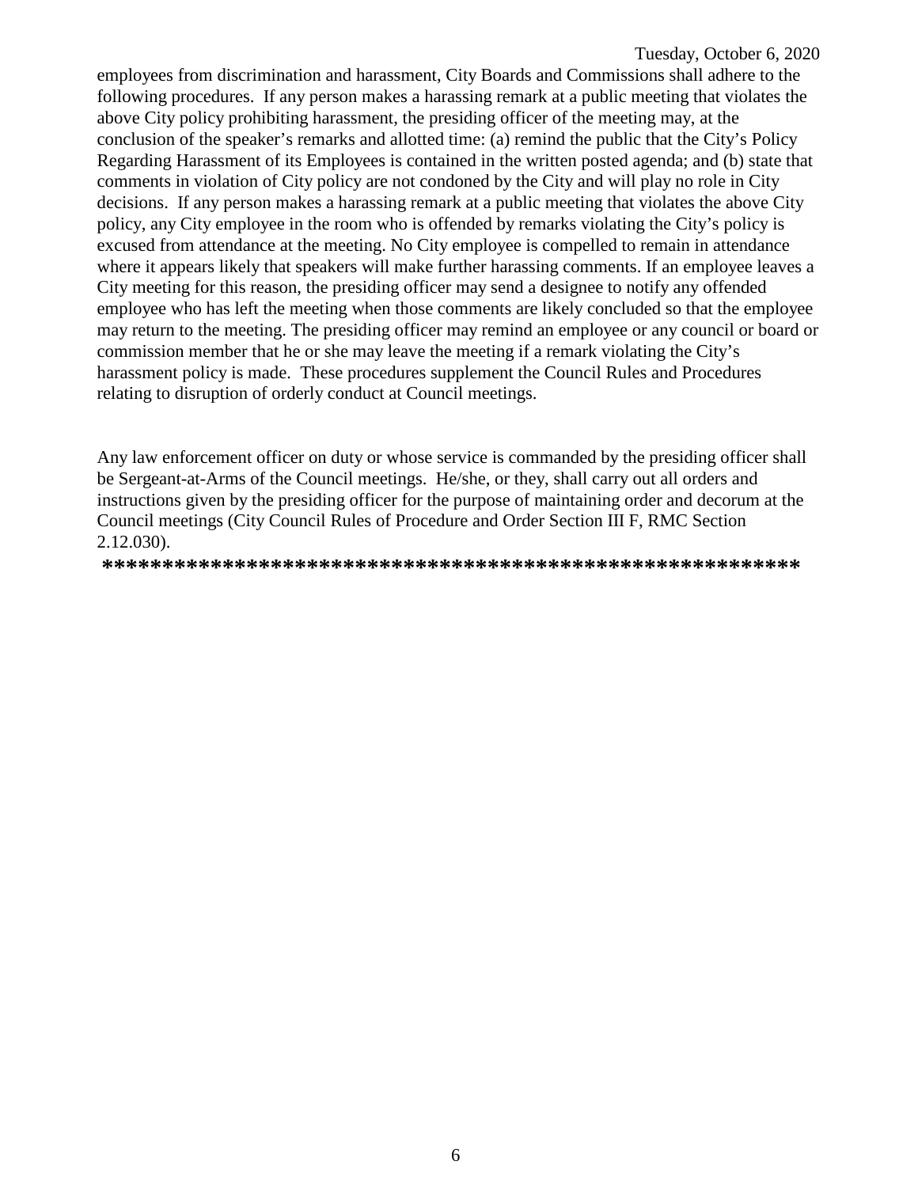employees from discrimination and harassment, City Boards and Commissions shall adhere to the following procedures. If any person makes a harassing remark at a public meeting that violates the above City policy prohibiting harassment, the presiding officer of the meeting may, at the conclusion of the speaker's remarks and allotted time: (a) remind the public that the City's Policy Regarding Harassment of its Employees is contained in the written posted agenda; and (b) state that comments in violation of City policy are not condoned by the City and will play no role in City decisions. If any person makes a harassing remark at a public meeting that violates the above City policy, any City employee in the room who is offended by remarks violating the City's policy is excused from attendance at the meeting. No City employee is compelled to remain in attendance where it appears likely that speakers will make further harassing comments. If an employee leaves a City meeting for this reason, the presiding officer may send a designee to notify any offended employee who has left the meeting when those comments are likely concluded so that the employee may return to the meeting. The presiding officer may remind an employee or any council or board or commission member that he or she may leave the meeting if a remark violating the City's harassment policy is made. These procedures supplement the Council Rules and Procedures relating to disruption of orderly conduct at Council meetings.

Any law enforcement officer on duty or whose service is commanded by the presiding officer shall be Sergeant-at-Arms of the Council meetings. He/she, or they, shall carry out all orders and instructions given by the presiding officer for the purpose of maintaining order and decorum at the Council meetings (City Council Rules of Procedure and Order Section III F, RMC Section 2.12.030).

**********************************************************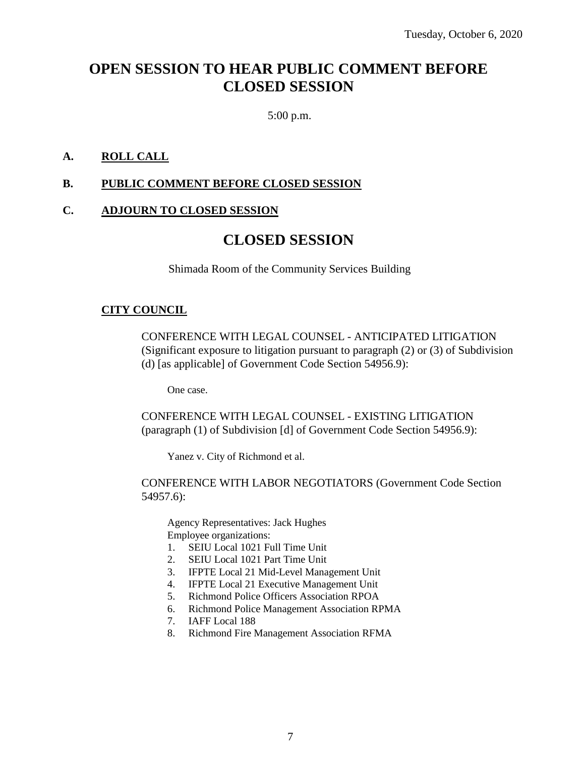Tuesday, October 6, 2020

# OPEN SESSION TO HEAR PUBLIC COMMENT BEFORE CLOSED SESSION

5:00 p.m.

**A. ROLL CALL**

**B. PUBLIC COMMENT BEFORE CLOSED SESSION**

**C. ADJOURN TO CLOSED SESSION**

# CLOSED SESSION

Shimada Room of the Community Services Building

**CITY COUNCIL**

CONFERENCE WITH LEGAL COUNSEL - ANTICIPATED LITIGATION (Significant exposure to litigation pursuant to paragraph (2) or (3) of Subdivision (d) [as applicable] of Government Code Section 54956.9):

One case.

CONFERENCE WITH LEGAL COUNSEL - EXISTING LITIGATION (paragraph (1) of Subdivision [d] of Government Code Section 54956.9):

Yanez v. City of Richmond et al.

CONFERENCE WITH LABOR NEGOTIATORS (Government Code Section 54957.6):

Agency Representatives: Jack Hughes
Employee organizations:

1. SEIU Local 1021 Full Time Unit
2. SEIU Local 1021 Part Time Unit
3. IFPTE Local 21 Mid-Level Management Unit
4. IFPTE Local 21 Executive Management Unit
5. Richmond Police Officers Association RPOA
6. Richmond Police Management Association RPMA
7. IAFF Local 188
8. Richmond Fire Management Association RFMA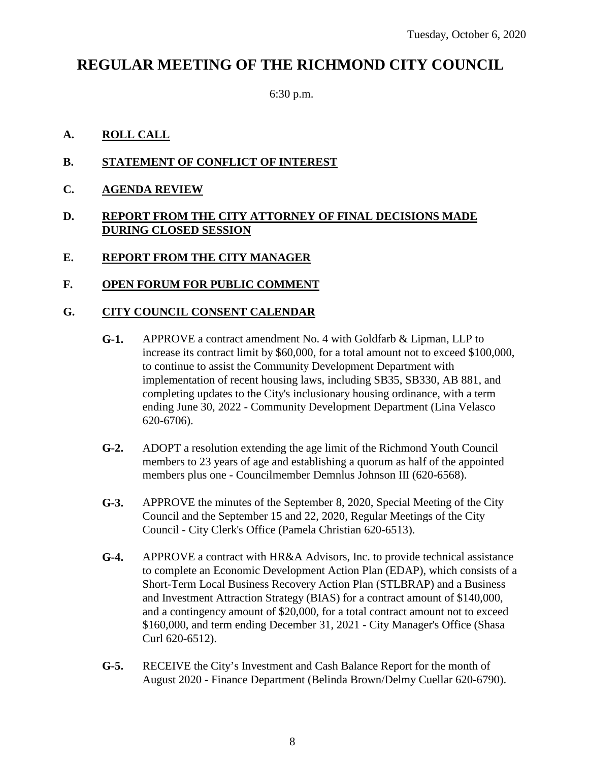Tuesday, October 6, 2020

# REGULAR MEETING OF THE RICHMOND CITY COUNCIL

6:30 p.m.

**A. ROLL CALL**

**B. STATEMENT OF CONFLICT OF INTEREST**

**C. AGENDA REVIEW**

**D. REPORT FROM THE CITY ATTORNEY OF FINAL DECISIONS MADE DURING CLOSED SESSION**

**E. REPORT FROM THE CITY MANAGER**

**F. OPEN FORUM FOR PUBLIC COMMENT**

**G. CITY COUNCIL CONSENT CALENDAR**

**G-1.** APPROVE a contract amendment No. 4 with Goldfarb & Lipman, LLP to increase its contract limit by $60,000, for a total amount not to exceed $100,000, to continue to assist the Community Development Department with implementation of recent housing laws, including SB35, SB330, AB 881, and completing updates to the City's inclusionary housing ordinance, with a term ending June 30, 2022 - Community Development Department (Lina Velasco 620-6706).

**G-2.** ADOPT a resolution extending the age limit of the Richmond Youth Council members to 23 years of age and establishing a quorum as half of the appointed members plus one - Councilmember Demnlus Johnson III (620-6568).

**G-3.** APPROVE the minutes of the September 8, 2020, Special Meeting of the City Council and the September 15 and 22, 2020, Regular Meetings of the City Council - City Clerk's Office (Pamela Christian 620-6513).

**G-4.** APPROVE a contract with HR&A Advisors, Inc. to provide technical assistance to complete an Economic Development Action Plan (EDAP), which consists of a Short-Term Local Business Recovery Action Plan (STLBRAP) and a Business and Investment Attraction Strategy (BIAS) for a contract amount of $140,000, and a contingency amount of $20,000, for a total contract amount not to exceed $160,000, and term ending December 31, 2021 - City Manager's Office (Shasa Curl 620-6512).

**G-5.** RECEIVE the City's Investment and Cash Balance Report for the month of August 2020 - Finance Department (Belinda Brown/Delmy Cuellar 620-6790).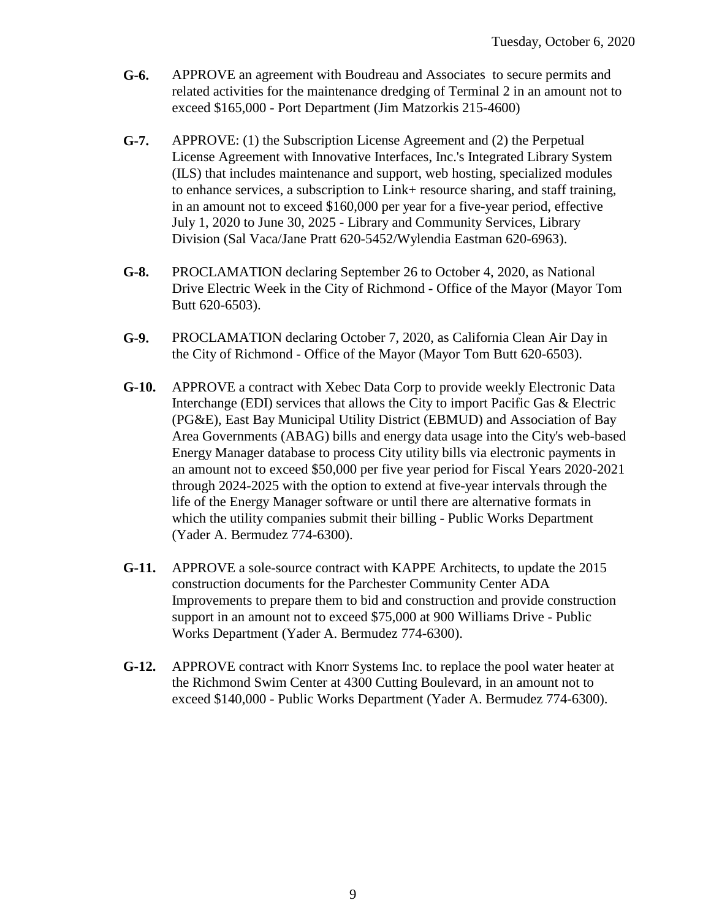**G-6.** APPROVE an agreement with Boudreau and Associates to secure permits and related activities for the maintenance dredging of Terminal 2 in an amount not to exceed $165,000 - Port Department (Jim Matzorkis 215-4600)

**G-7.** APPROVE: (1) the Subscription License Agreement and (2) the Perpetual License Agreement with Innovative Interfaces, Inc.'s Integrated Library System (ILS) that includes maintenance and support, web hosting, specialized modules to enhance services, a subscription to Link+ resource sharing, and staff training, in an amount not to exceed $160,000 per year for a five-year period, effective July 1, 2020 to June 30, 2025 - Library and Community Services, Library Division (Sal Vaca/Jane Pratt 620-5452/Wylendia Eastman 620-6963).

**G-8.** PROCLAMATION declaring September 26 to October 4, 2020, as National Drive Electric Week in the City of Richmond - Office of the Mayor (Mayor Tom Butt 620-6503).

**G-9.** PROCLAMATION declaring October 7, 2020, as California Clean Air Day in the City of Richmond - Office of the Mayor (Mayor Tom Butt 620-6503).

**G-10.** APPROVE a contract with Xebec Data Corp to provide weekly Electronic Data Interchange (EDI) services that allows the City to import Pacific Gas & Electric (PG&E), East Bay Municipal Utility District (EBMUD) and Association of Bay Area Governments (ABAG) bills and energy data usage into the City's web-based Energy Manager database to process City utility bills via electronic payments in an amount not to exceed $50,000 per five year period for Fiscal Years 2020-2021 through 2024-2025 with the option to extend at five-year intervals through the life of the Energy Manager software or until there are alternative formats in which the utility companies submit their billing - Public Works Department (Yader A. Bermudez 774-6300).

**G-11.** APPROVE a sole-source contract with KAPPE Architects, to update the 2015 construction documents for the Parchester Community Center ADA Improvements to prepare them to bid and construction and provide construction support in an amount not to exceed $75,000 at 900 Williams Drive - Public Works Department (Yader A. Bermudez 774-6300).

**G-12.** APPROVE contract with Knorr Systems Inc. to replace the pool water heater at the Richmond Swim Center at 4300 Cutting Boulevard, in an amount not to exceed $140,000 - Public Works Department (Yader A. Bermudez 774-6300).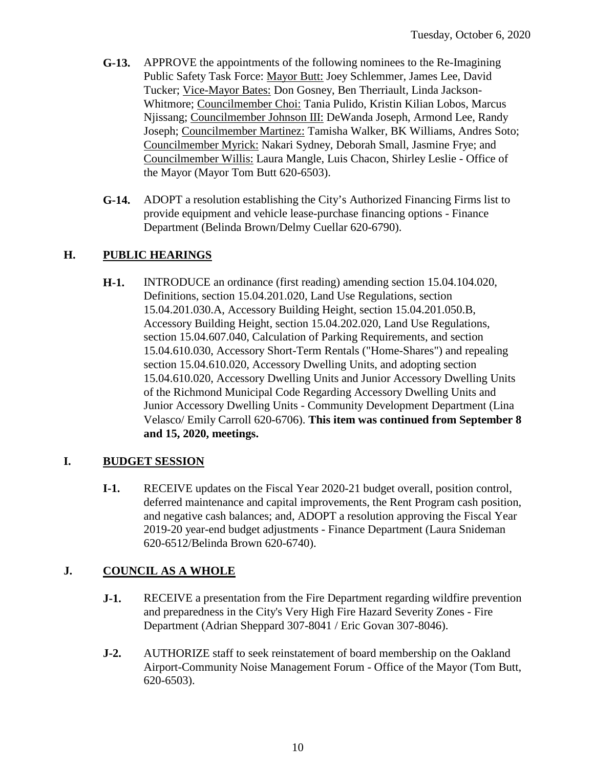- **G-13.** APPROVE the appointments of the following nominees to the Re-Imagining Public Safety Task Force: Mayor Butt: Joey Schlemmer, James Lee, David Tucker; Vice-Mayor Bates: Don Gosney, Ben Therriault, Linda Jackson-Whitmore; Councilmember Choi: Tania Pulido, Kristin Kilian Lobos, Marcus Njissang; Councilmember Johnson III: DeWanda Joseph, Armond Lee, Randy Joseph; Councilmember Martinez: Tamisha Walker, BK Williams, Andres Soto; Councilmember Myrick: Nakari Sydney, Deborah Small, Jasmine Frye; and Councilmember Willis: Laura Mangle, Luis Chacon, Shirley Leslie - Office of the Mayor (Mayor Tom Butt 620-6503).

- **G-14.** ADOPT a resolution establishing the City's Authorized Financing Firms list to provide equipment and vehicle lease-purchase financing options - Finance Department (Belinda Brown/Delmy Cuellar 620-6790).

## H. PUBLIC HEARINGS

- **H-1.** INTRODUCE an ordinance (first reading) amending section 15.04.104.020, Definitions, section 15.04.201.020, Land Use Regulations, section 15.04.201.030.A, Accessory Building Height, section 15.04.201.050.B, Accessory Building Height, section 15.04.202.020, Land Use Regulations, section 15.04.607.040, Calculation of Parking Requirements, and section 15.04.610.030, Accessory Short-Term Rentals ("Home-Shares") and repealing section 15.04.610.020, Accessory Dwelling Units, and adopting section 15.04.610.020, Accessory Dwelling Units and Junior Accessory Dwelling Units of the Richmond Municipal Code Regarding Accessory Dwelling Units and Junior Accessory Dwelling Units - Community Development Department (Lina Velasco/ Emily Carroll 620-6706). **This item was continued from September 8 and 15, 2020, meetings.**

## I. BUDGET SESSION

- **I-1.** RECEIVE updates on the Fiscal Year 2020-21 budget overall, position control, deferred maintenance and capital improvements, the Rent Program cash position, and negative cash balances; and, ADOPT a resolution approving the Fiscal Year 2019-20 year-end budget adjustments - Finance Department (Laura Snideman 620-6512/Belinda Brown 620-6740).

## J. COUNCIL AS A WHOLE

- **J-1.** RECEIVE a presentation from the Fire Department regarding wildfire prevention and preparedness in the City's Very High Fire Hazard Severity Zones - Fire Department (Adrian Sheppard 307-8041 / Eric Govan 307-8046).

- **J-2.** AUTHORIZE staff to seek reinstatement of board membership on the Oakland Airport-Community Noise Management Forum - Office of the Mayor (Tom Butt, 620-6503).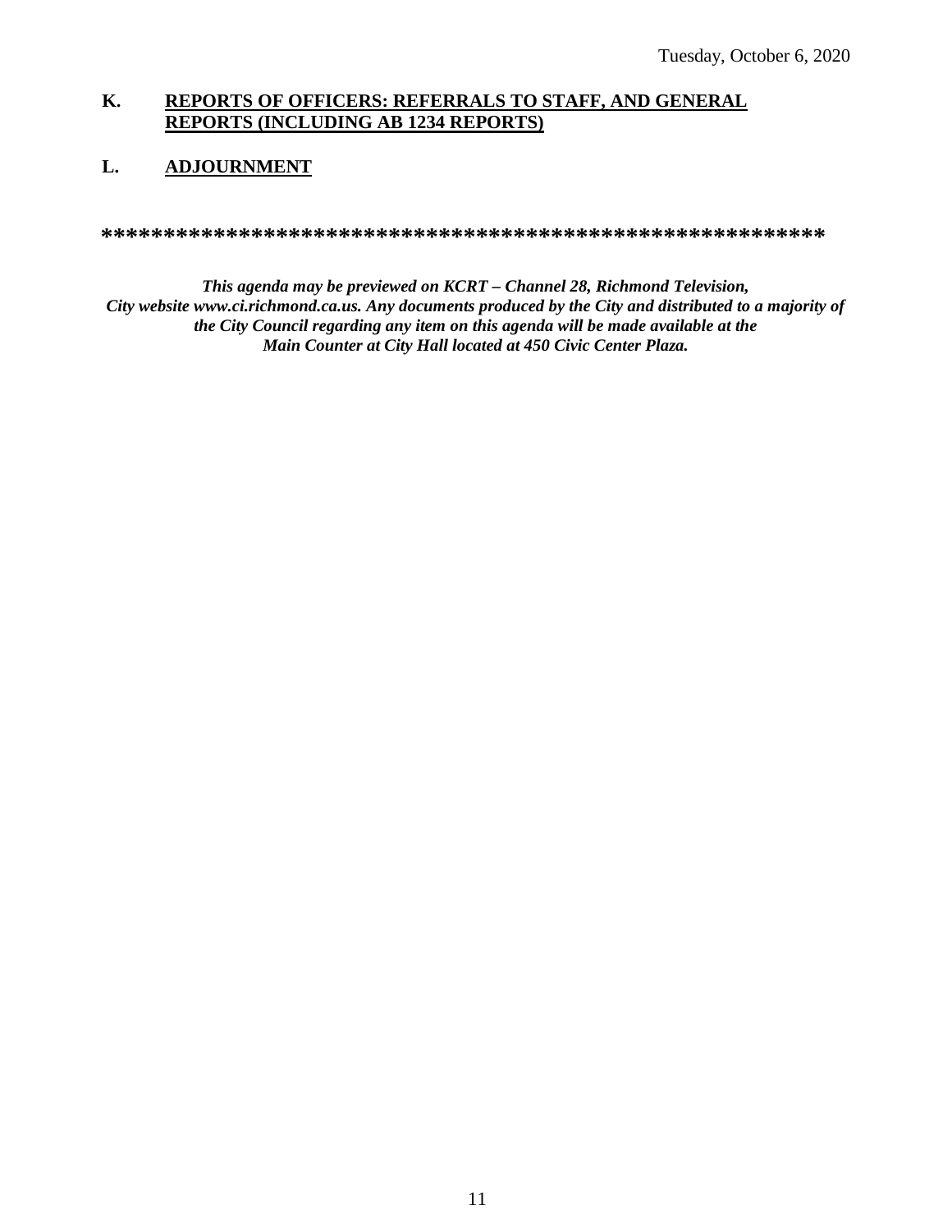## K. REPORTS OF OFFICERS: REFERRALS TO STAFF, AND GENERAL REPORTS (INCLUDING AB 1234 REPORTS)

## L. ADJOURNMENT

**\*\*\*\*\*\*\*\*\*\*\*\*\*\*\*\*\*\*\*\*\*\*\*\*\*\*\*\*\*\*\*\*\*\*\*\*\*\*\*\*\*\*\*\*\*\*\*\*\*\*\*\*\*\*\*\*\*\***

***This agenda may be previewed on KCRT – Channel 28, Richmond Television, City website www.ci.richmond.ca.us. Any documents produced by the City and distributed to a majority of the City Council regarding any item on this agenda will be made available at the Main Counter at City Hall located at 450 Civic Center Plaza.***